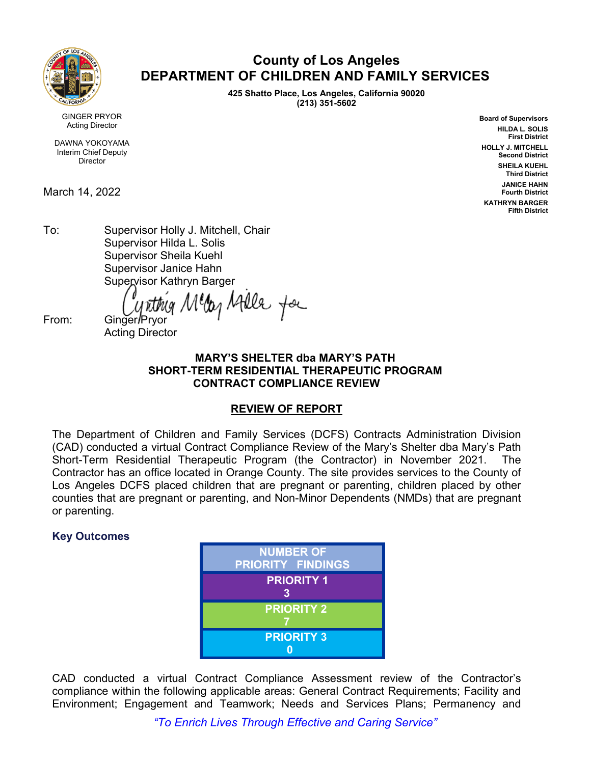# County of Los Angeles
# DEPARTMENT OF CHILDREN AND FAMILY SERVICES

**425 Shatto Place, Los Angeles, California 90020**
**(213) 351-5602**

GINGER PRYOR
Acting Director

DAWNA YOKOYAMA
Interim Chief Deputy
Director

**Board of Supervisors**
**HILDA L. SOLIS**
**First District**
**HOLLY J. MITCHELL**
**Second District**
**SHEILA KUEHL**
**Third District**
**JANICE HAHN**
**Fourth District**
**KATHRYN BARGER**
**Fifth District**

March 14, 2022

To: Supervisor Holly J. Mitchell, Chair
Supervisor Hilda L. Solis
Supervisor Sheila Kuehl
Supervisor Janice Hahn
Supervisor Kathryn Barger

From: Ginger Pryor
Acting Director

Cynthia McCoy Miller for

**MARY'S SHELTER dba MARY'S PATH**
**SHORT-TERM RESIDENTIAL THERAPEUTIC PROGRAM**
**CONTRACT COMPLIANCE REVIEW**

## REVIEW OF REPORT

The Department of Children and Family Services (DCFS) Contracts Administration Division (CAD) conducted a virtual Contract Compliance Review of the Mary's Shelter dba Mary's Path Short-Term Residential Therapeutic Program (the Contractor) in November 2021. The Contractor has an office located in Orange County. The site provides services to the County of Los Angeles DCFS placed children that are pregnant or parenting, children placed by other counties that are pregnant or parenting, and Non-Minor Dependents (NMDs) that are pregnant or parenting.

### Key Outcomes

| NUMBER OF PRIORITY FINDINGS |
|---|
| PRIORITY 1<br>3 |
| PRIORITY 2<br>7 |
| PRIORITY 3<br>0 |

CAD conducted a virtual Contract Compliance Assessment review of the Contractor's compliance within the following applicable areas: General Contract Requirements; Facility and Environment; Engagement and Teamwork; Needs and Services Plans; Permanency and

*"To Enrich Lives Through Effective and Caring Service"*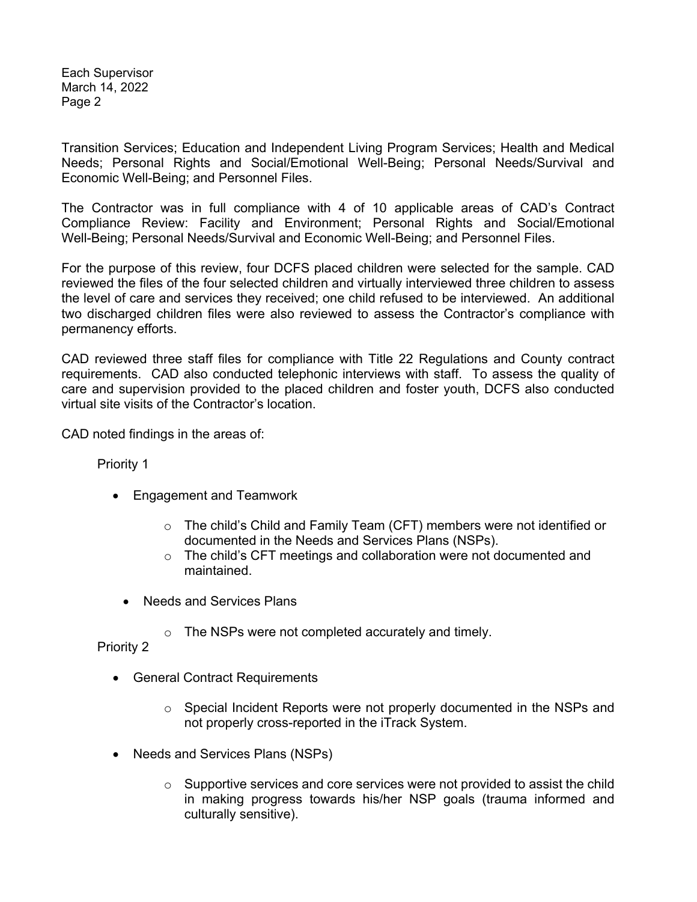Transition Services; Education and Independent Living Program Services; Health and Medical Needs; Personal Rights and Social/Emotional Well-Being; Personal Needs/Survival and Economic Well-Being; and Personnel Files.

The Contractor was in full compliance with 4 of 10 applicable areas of CAD's Contract Compliance Review: Facility and Environment; Personal Rights and Social/Emotional Well-Being; Personal Needs/Survival and Economic Well-Being; and Personnel Files.

For the purpose of this review, four DCFS placed children were selected for the sample. CAD reviewed the files of the four selected children and virtually interviewed three children to assess the level of care and services they received; one child refused to be interviewed. An additional two discharged children files were also reviewed to assess the Contractor's compliance with permanency efforts.

CAD reviewed three staff files for compliance with Title 22 Regulations and County contract requirements. CAD also conducted telephonic interviews with staff. To assess the quality of care and supervision provided to the placed children and foster youth, DCFS also conducted virtual site visits of the Contractor's location.

CAD noted findings in the areas of:

Priority 1

- Engagement and Teamwork
  - The child's Child and Family Team (CFT) members were not identified or documented in the Needs and Services Plans (NSPs).
  - The child's CFT meetings and collaboration were not documented and maintained.
- Needs and Services Plans
  - The NSPs were not completed accurately and timely.

Priority 2

- General Contract Requirements
  - Special Incident Reports were not properly documented in the NSPs and not properly cross-reported in the iTrack System.
- Needs and Services Plans (NSPs)
  - Supportive services and core services were not provided to assist the child in making progress towards his/her NSP goals (trauma informed and culturally sensitive).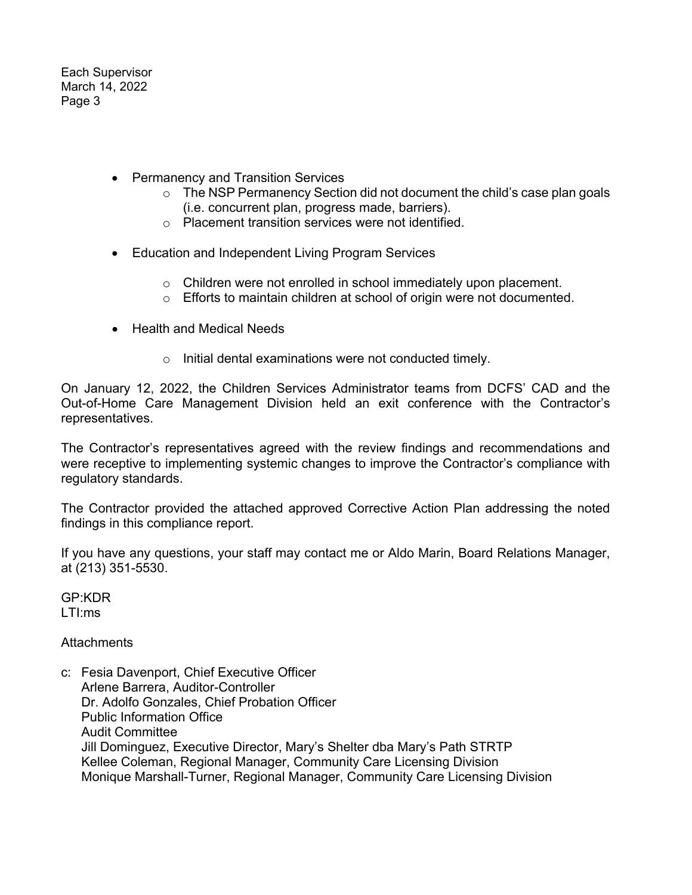- Permanency and Transition Services
    - The NSP Permanency Section did not document the child's case plan goals (i.e. concurrent plan, progress made, barriers).
    - Placement transition services were not identified.

- Education and Independent Living Program Services

    - Children were not enrolled in school immediately upon placement.
    - Efforts to maintain children at school of origin were not documented.

- Health and Medical Needs

    - Initial dental examinations were not conducted timely.

On January 12, 2022, the Children Services Administrator teams from DCFS' CAD and the Out-of-Home Care Management Division held an exit conference with the Contractor's representatives.

The Contractor's representatives agreed with the review findings and recommendations and were receptive to implementing systemic changes to improve the Contractor's compliance with regulatory standards.

The Contractor provided the attached approved Corrective Action Plan addressing the noted findings in this compliance report.

If you have any questions, your staff may contact me or Aldo Marin, Board Relations Manager, at (213) 351-5530.

GP:KDR
LTI:ms

Attachments

c: Fesia Davenport, Chief Executive Officer
Arlene Barrera, Auditor-Controller
Dr. Adolfo Gonzales, Chief Probation Officer
Public Information Office
Audit Committee
Jill Dominguez, Executive Director, Mary's Shelter dba Mary's Path STRTP
Kellee Coleman, Regional Manager, Community Care Licensing Division
Monique Marshall-Turner, Regional Manager, Community Care Licensing Division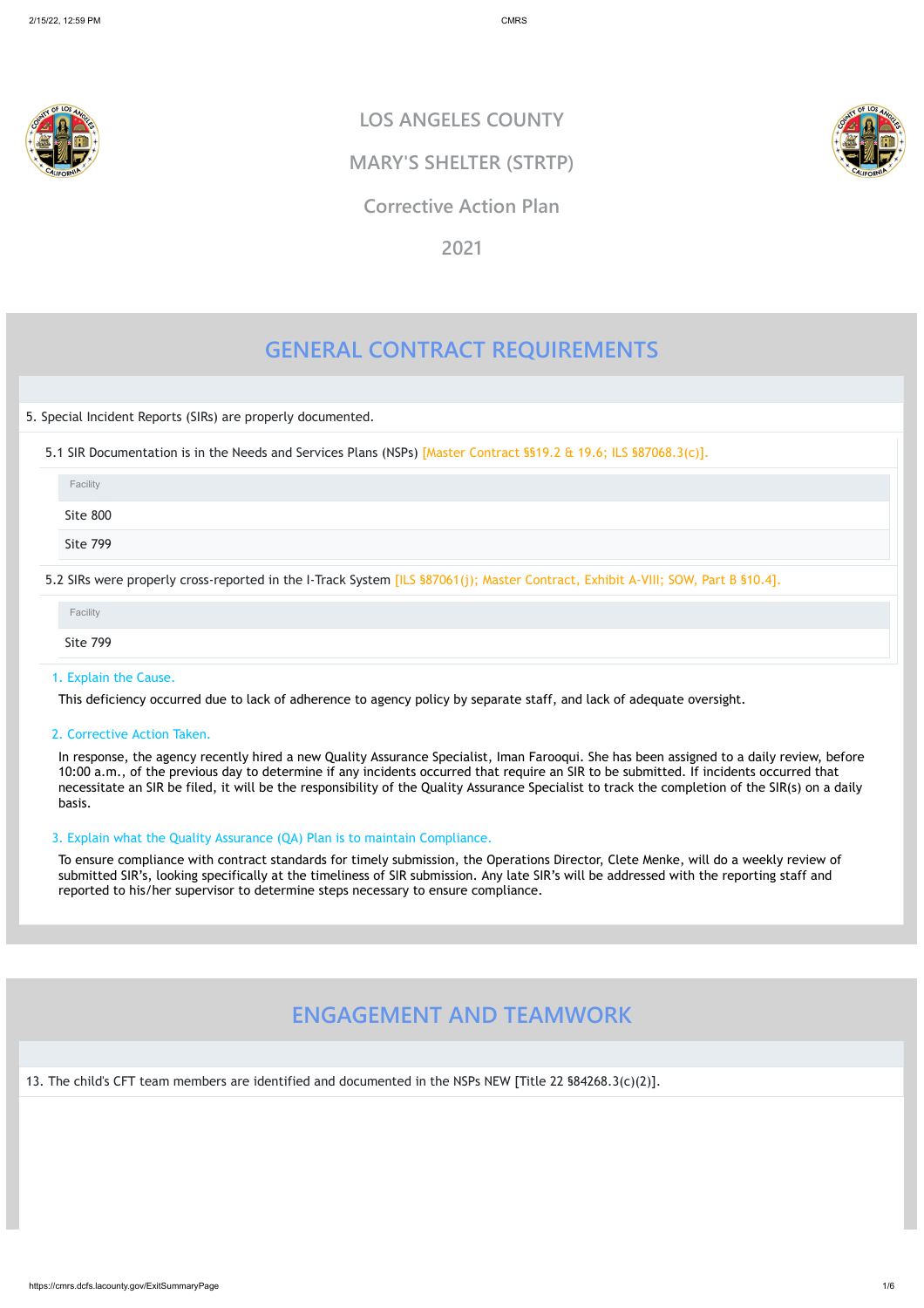# LOS ANGELES COUNTY

# MARY'S SHELTER (STRTP)

# Corrective Action Plan

# 2021

## GENERAL CONTRACT REQUIREMENTS

5. Special Incident Reports (SIRs) are properly documented.

5.1 SIR Documentation is in the Needs and Services Plans (NSPs) [Master Contract §§19.2 & 19.6; ILS §87068.3(c)].

| Facility |
|---|
| Site 800 |
| Site 799 |

5.2 SIRs were properly cross-reported in the I-Track System [ILS §87061(j); Master Contract, Exhibit A-VIII; SOW, Part B §10.4].

| Facility |
|---|
| Site 799 |

1. Explain the Cause.

This deficiency occurred due to lack of adherence to agency policy by separate staff, and lack of adequate oversight.

2. Corrective Action Taken.

In response, the agency recently hired a new Quality Assurance Specialist, Iman Farooqui. She has been assigned to a daily review, before 10:00 a.m., of the previous day to determine if any incidents occurred that require an SIR to be submitted. If incidents occurred that necessitate an SIR be filed, it will be the responsibility of the Quality Assurance Specialist to track the completion of the SIR(s) on a daily basis.

3. Explain what the Quality Assurance (QA) Plan is to maintain Compliance.

To ensure compliance with contract standards for timely submission, the Operations Director, Clete Menke, will do a weekly review of submitted SIR's, looking specifically at the timeliness of SIR submission. Any late SIR's will be addressed with the reporting staff and reported to his/her supervisor to determine steps necessary to ensure compliance.

## ENGAGEMENT AND TEAMWORK

13. The child's CFT team members are identified and documented in the NSPs NEW [Title 22 §84268.3(c)(2)].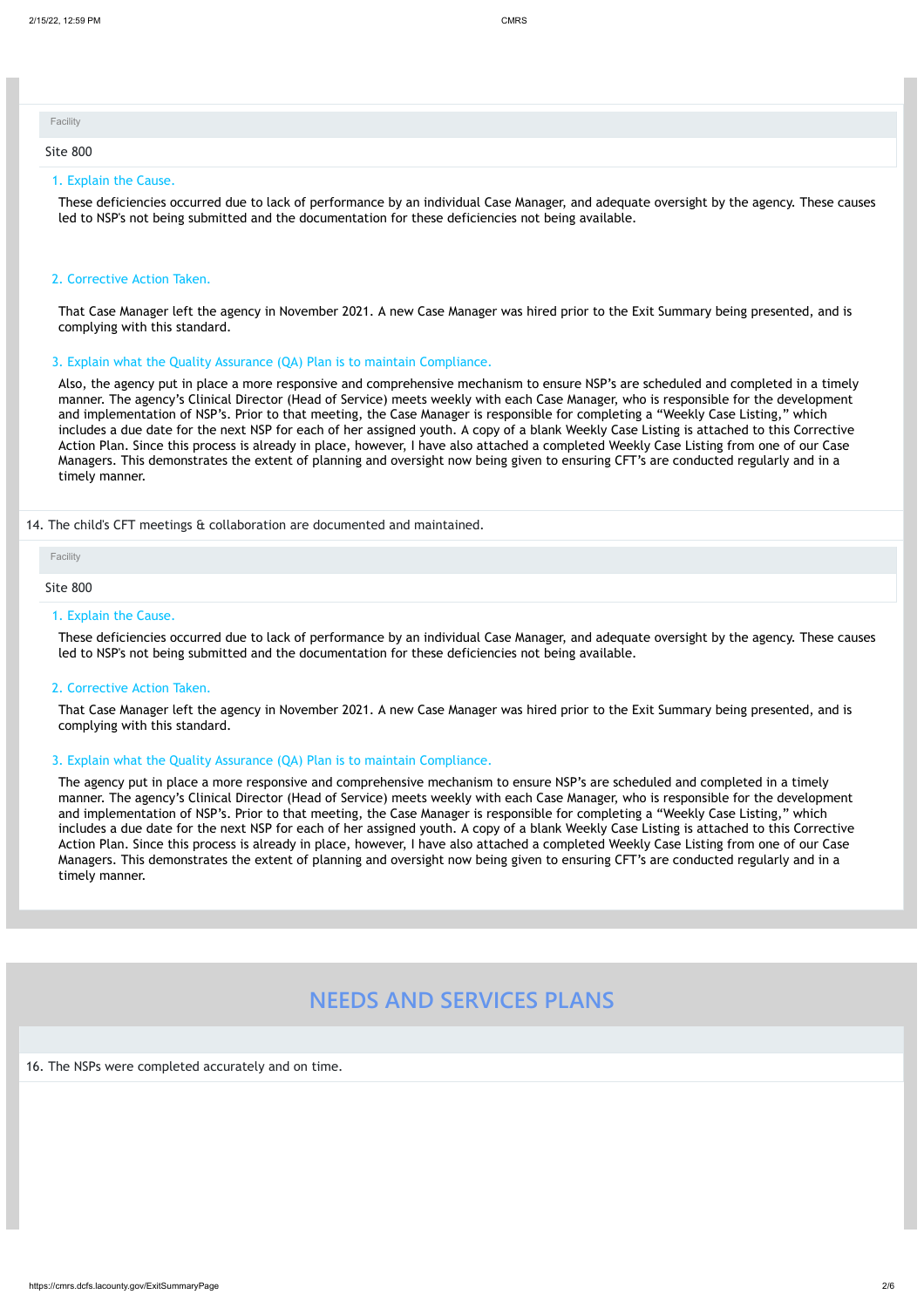Facility

Site 800

1. Explain the Cause.

These deficiencies occurred due to lack of performance by an individual Case Manager, and adequate oversight by the agency. These causes led to NSP's not being submitted and the documentation for these deficiencies not being available.

2. Corrective Action Taken.

That Case Manager left the agency in November 2021. A new Case Manager was hired prior to the Exit Summary being presented, and is complying with this standard.

3. Explain what the Quality Assurance (QA) Plan is to maintain Compliance.

Also, the agency put in place a more responsive and comprehensive mechanism to ensure NSP's are scheduled and completed in a timely manner. The agency's Clinical Director (Head of Service) meets weekly with each Case Manager, who is responsible for the development and implementation of NSP's. Prior to that meeting, the Case Manager is responsible for completing a "Weekly Case Listing," which includes a due date for the next NSP for each of her assigned youth. A copy of a blank Weekly Case Listing is attached to this Corrective Action Plan. Since this process is already in place, however, I have also attached a completed Weekly Case Listing from one of our Case Managers. This demonstrates the extent of planning and oversight now being given to ensuring CFT's are conducted regularly and in a timely manner.

14. The child's CFT meetings & collaboration are documented and maintained.

Facility

Site 800

1. Explain the Cause.

These deficiencies occurred due to lack of performance by an individual Case Manager, and adequate oversight by the agency. These causes led to NSP's not being submitted and the documentation for these deficiencies not being available.

2. Corrective Action Taken.

That Case Manager left the agency in November 2021. A new Case Manager was hired prior to the Exit Summary being presented, and is complying with this standard.

3. Explain what the Quality Assurance (QA) Plan is to maintain Compliance.

The agency put in place a more responsive and comprehensive mechanism to ensure NSP's are scheduled and completed in a timely manner. The agency's Clinical Director (Head of Service) meets weekly with each Case Manager, who is responsible for the development and implementation of NSP's. Prior to that meeting, the Case Manager is responsible for completing a "Weekly Case Listing," which includes a due date for the next NSP for each of her assigned youth. A copy of a blank Weekly Case Listing is attached to this Corrective Action Plan. Since this process is already in place, however, I have also attached a completed Weekly Case Listing from one of our Case Managers. This demonstrates the extent of planning and oversight now being given to ensuring CFT's are conducted regularly and in a timely manner.

## NEEDS AND SERVICES PLANS

16. The NSPs were completed accurately and on time.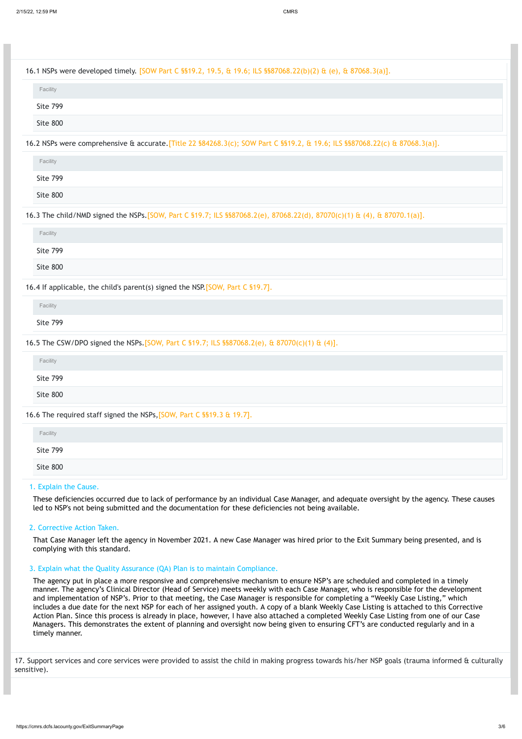16.1 NSPs were developed timely. [SOW Part C §§19.2, 19.5, & 19.6; ILS §§87068.22(b)(2) & (e), & 87068.3(a)].

| Facility |
|---|
| Site 799 |
| Site 800 |

16.2 NSPs were comprehensive & accurate.[Title 22 §84268.3(c); SOW Part C §§19.2, & 19.6; ILS §§87068.22(c) & 87068.3(a)].

| Facility |
|---|
| Site 799 |
| Site 800 |

16.3 The child/NMD signed the NSPs.[SOW, Part C §19.7; ILS §§87068.2(e), 87068.22(d), 87070(c)(1) & (4), & 87070.1(a)].

| Facility |
|---|
| Site 799 |
| Site 800 |

16.4 If applicable, the child's parent(s) signed the NSP.[SOW, Part C §19.7].

| Facility |
|---|
| Site 799 |

16.5 The CSW/DPO signed the NSPs.[SOW, Part C §19.7; ILS §§87068.2(e), & 87070(c)(1) & (4)].

| Facility |
|---|
| Site 799 |
| Site 800 |

16.6 The required staff signed the NSPs,[SOW, Part C §§19.3 & 19.7].

| Facility |
|---|
| Site 799 |
| Site 800 |

1. Explain the Cause.

These deficiencies occurred due to lack of performance by an individual Case Manager, and adequate oversight by the agency. These causes led to NSP's not being submitted and the documentation for these deficiencies not being available.

2. Corrective Action Taken.

That Case Manager left the agency in November 2021. A new Case Manager was hired prior to the Exit Summary being presented, and is complying with this standard.

3. Explain what the Quality Assurance (QA) Plan is to maintain Compliance.

The agency put in place a more responsive and comprehensive mechanism to ensure NSP's are scheduled and completed in a timely manner. The agency's Clinical Director (Head of Service) meets weekly with each Case Manager, who is responsible for the development and implementation of NSP's. Prior to that meeting, the Case Manager is responsible for completing a "Weekly Case Listing," which includes a due date for the next NSP for each of her assigned youth. A copy of a blank Weekly Case Listing is attached to this Corrective Action Plan. Since this process is already in place, however, I have also attached a completed Weekly Case Listing from one of our Case Managers. This demonstrates the extent of planning and oversight now being given to ensuring CFT's are conducted regularly and in a timely manner.

17. Support services and core services were provided to assist the child in making progress towards his/her NSP goals (trauma informed & culturally sensitive).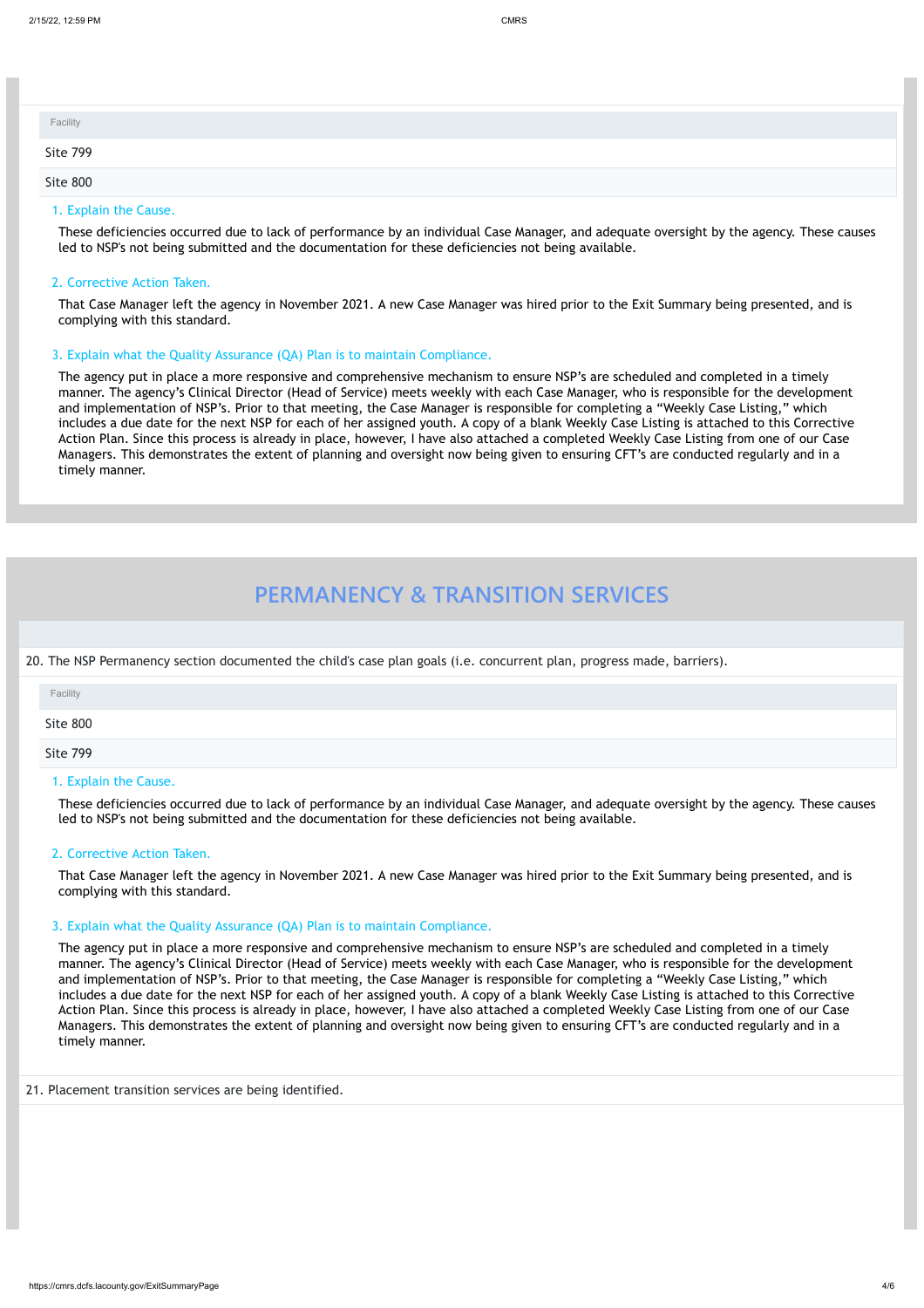| Facility |
| --- |
| Site 799 |
| Site 800 |

1. Explain the Cause.

These deficiencies occurred due to lack of performance by an individual Case Manager, and adequate oversight by the agency. These causes led to NSP's not being submitted and the documentation for these deficiencies not being available.

2. Corrective Action Taken.

That Case Manager left the agency in November 2021. A new Case Manager was hired prior to the Exit Summary being presented, and is complying with this standard.

3. Explain what the Quality Assurance (QA) Plan is to maintain Compliance.

The agency put in place a more responsive and comprehensive mechanism to ensure NSP's are scheduled and completed in a timely manner. The agency's Clinical Director (Head of Service) meets weekly with each Case Manager, who is responsible for the development and implementation of NSP's. Prior to that meeting, the Case Manager is responsible for completing a "Weekly Case Listing," which includes a due date for the next NSP for each of her assigned youth. A copy of a blank Weekly Case Listing is attached to this Corrective Action Plan. Since this process is already in place, however, I have also attached a completed Weekly Case Listing from one of our Case Managers. This demonstrates the extent of planning and oversight now being given to ensuring CFT's are conducted regularly and in a timely manner.

# PERMANENCY & TRANSITION SERVICES

20. The NSP Permanency section documented the child's case plan goals (i.e. concurrent plan, progress made, barriers).

| Facility |
| --- |
| Site 800 |
| Site 799 |

1. Explain the Cause.

These deficiencies occurred due to lack of performance by an individual Case Manager, and adequate oversight by the agency. These causes led to NSP's not being submitted and the documentation for these deficiencies not being available.

2. Corrective Action Taken.

That Case Manager left the agency in November 2021. A new Case Manager was hired prior to the Exit Summary being presented, and is complying with this standard.

3. Explain what the Quality Assurance (QA) Plan is to maintain Compliance.

The agency put in place a more responsive and comprehensive mechanism to ensure NSP's are scheduled and completed in a timely manner. The agency's Clinical Director (Head of Service) meets weekly with each Case Manager, who is responsible for the development and implementation of NSP's. Prior to that meeting, the Case Manager is responsible for completing a "Weekly Case Listing," which includes a due date for the next NSP for each of her assigned youth. A copy of a blank Weekly Case Listing is attached to this Corrective Action Plan. Since this process is already in place, however, I have also attached a completed Weekly Case Listing from one of our Case Managers. This demonstrates the extent of planning and oversight now being given to ensuring CFT's are conducted regularly and in a timely manner.

21. Placement transition services are being identified.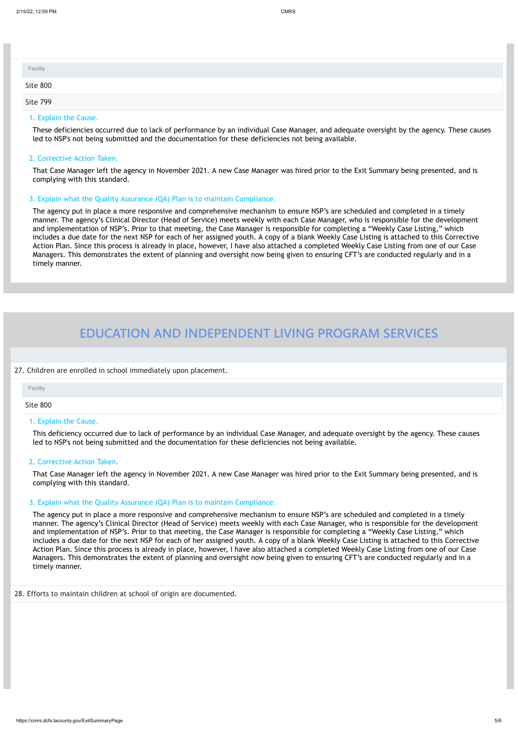| Facility |
| --- |
| Site 800 |
| Site 799 |

1. Explain the Cause.

These deficiencies occurred due to lack of performance by an individual Case Manager, and adequate oversight by the agency. These causes led to NSP's not being submitted and the documentation for these deficiencies not being available.

2. Corrective Action Taken.

That Case Manager left the agency in November 2021. A new Case Manager was hired prior to the Exit Summary being presented, and is complying with this standard.

3. Explain what the Quality Assurance (QA) Plan is to maintain Compliance.

The agency put in place a more responsive and comprehensive mechanism to ensure NSP's are scheduled and completed in a timely manner. The agency's Clinical Director (Head of Service) meets weekly with each Case Manager, who is responsible for the development and implementation of NSP's. Prior to that meeting, the Case Manager is responsible for completing a "Weekly Case Listing," which includes a due date for the next NSP for each of her assigned youth. A copy of a blank Weekly Case Listing is attached to this Corrective Action Plan. Since this process is already in place, however, I have also attached a completed Weekly Case Listing from one of our Case Managers. This demonstrates the extent of planning and oversight now being given to ensuring CFT's are conducted regularly and in a timely manner.

# EDUCATION AND INDEPENDENT LIVING PROGRAM SERVICES

27. Children are enrolled in school immediately upon placement.

| Facility |
| --- |
| Site 800 |

1. Explain the Cause.

This deficiency occurred due to lack of performance by an individual Case Manager, and adequate oversight by the agency. These causes led to NSP's not being submitted and the documentation for these deficiencies not being available.

2. Corrective Action Taken.

That Case Manager left the agency in November 2021. A new Case Manager was hired prior to the Exit Summary being presented, and is complying with this standard.

3. Explain what the Quality Assurance (QA) Plan is to maintain Compliance.

The agency put in place a more responsive and comprehensive mechanism to ensure NSP's are scheduled and completed in a timely manner. The agency's Clinical Director (Head of Service) meets weekly with each Case Manager, who is responsible for the development and implementation of NSP's. Prior to that meeting, the Case Manager is responsible for completing a "Weekly Case Listing," which includes a due date for the next NSP for each of her assigned youth. A copy of a blank Weekly Case Listing is attached to this Corrective Action Plan. Since this process is already in place, however, I have also attached a completed Weekly Case Listing from one of our Case Managers. This demonstrates the extent of planning and oversight now being given to ensuring CFT's are conducted regularly and in a timely manner.

28. Efforts to maintain children at school of origin are documented.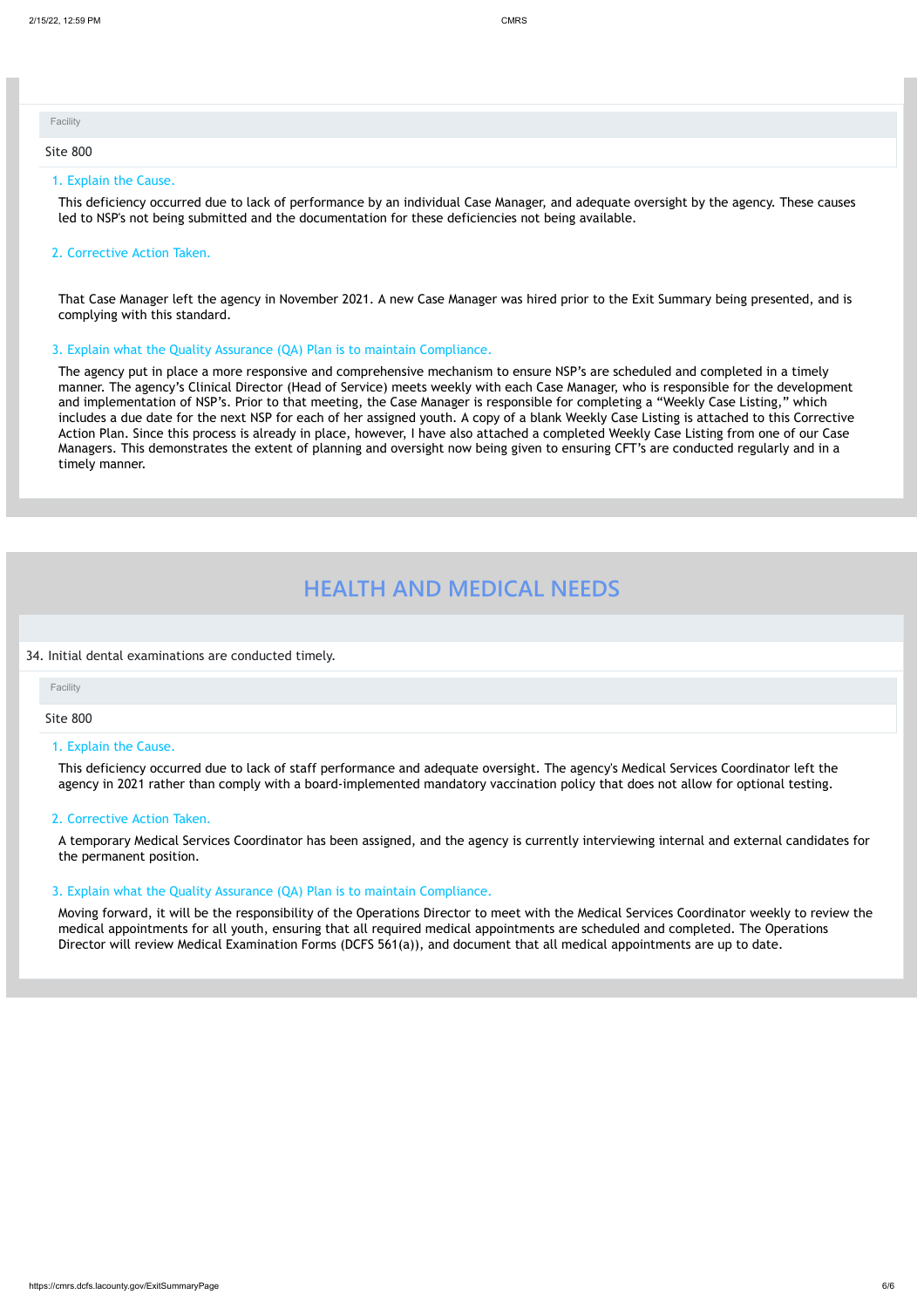Facility

Site 800

1. Explain the Cause.

This deficiency occurred due to lack of performance by an individual Case Manager, and adequate oversight by the agency. These causes led to NSP's not being submitted and the documentation for these deficiencies not being available.

2. Corrective Action Taken.

That Case Manager left the agency in November 2021. A new Case Manager was hired prior to the Exit Summary being presented, and is complying with this standard.

3. Explain what the Quality Assurance (QA) Plan is to maintain Compliance.

The agency put in place a more responsive and comprehensive mechanism to ensure NSP's are scheduled and completed in a timely manner. The agency's Clinical Director (Head of Service) meets weekly with each Case Manager, who is responsible for the development and implementation of NSP's. Prior to that meeting, the Case Manager is responsible for completing a "Weekly Case Listing," which includes a due date for the next NSP for each of her assigned youth. A copy of a blank Weekly Case Listing is attached to this Corrective Action Plan. Since this process is already in place, however, I have also attached a completed Weekly Case Listing from one of our Case Managers. This demonstrates the extent of planning and oversight now being given to ensuring CFT's are conducted regularly and in a timely manner.

## HEALTH AND MEDICAL NEEDS

34. Initial dental examinations are conducted timely.

Facility

Site 800

1. Explain the Cause.

This deficiency occurred due to lack of staff performance and adequate oversight. The agency's Medical Services Coordinator left the agency in 2021 rather than comply with a board-implemented mandatory vaccination policy that does not allow for optional testing.

2. Corrective Action Taken.

A temporary Medical Services Coordinator has been assigned, and the agency is currently interviewing internal and external candidates for the permanent position.

3. Explain what the Quality Assurance (QA) Plan is to maintain Compliance.

Moving forward, it will be the responsibility of the Operations Director to meet with the Medical Services Coordinator weekly to review the medical appointments for all youth, ensuring that all required medical appointments are scheduled and completed. The Operations Director will review Medical Examination Forms (DCFS 561(a)), and document that all medical appointments are up to date.